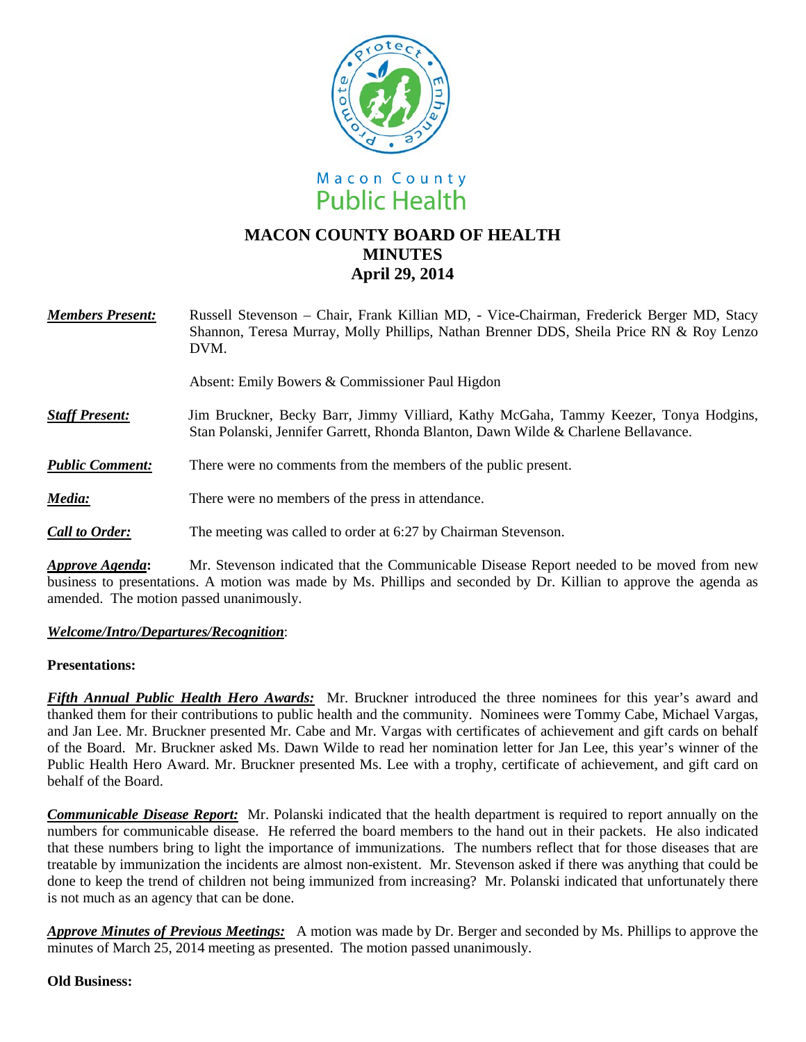Macon County
Public Health

# MACON COUNTY BOARD OF HEALTH
## MINUTES
## April 29, 2014

***Members Present:*** Russell Stevenson – Chair, Frank Killian MD, - Vice-Chairman, Frederick Berger MD, Stacy Shannon, Teresa Murray, Molly Phillips, Nathan Brenner DDS, Sheila Price RN & Roy Lenzo DVM.

Absent: Emily Bowers & Commissioner Paul Higdon

***Staff Present:*** Jim Bruckner, Becky Barr, Jimmy Villiard, Kathy McGaha, Tammy Keezer, Tonya Hodgins, Stan Polanski, Jennifer Garrett, Rhonda Blanton, Dawn Wilde & Charlene Bellavance.

***Public Comment:*** There were no comments from the members of the public present.

***Media:*** There were no members of the press in attendance.

***Call to Order:*** The meeting was called to order at 6:27 by Chairman Stevenson.

***Approve Agenda*****:** Mr. Stevenson indicated that the Communicable Disease Report needed to be moved from new business to presentations. A motion was made by Ms. Phillips and seconded by Dr. Killian to approve the agenda as amended. The motion passed unanimously.

***Welcome/Intro/Departures/Recognition***:

**Presentations:**

***Fifth Annual Public Health Hero Awards:*** Mr. Bruckner introduced the three nominees for this year's award and thanked them for their contributions to public health and the community. Nominees were Tommy Cabe, Michael Vargas, and Jan Lee. Mr. Bruckner presented Mr. Cabe and Mr. Vargas with certificates of achievement and gift cards on behalf of the Board. Mr. Bruckner asked Ms. Dawn Wilde to read her nomination letter for Jan Lee, this year's winner of the Public Health Hero Award. Mr. Bruckner presented Ms. Lee with a trophy, certificate of achievement, and gift card on behalf of the Board.

***Communicable Disease Report:*** Mr. Polanski indicated that the health department is required to report annually on the numbers for communicable disease. He referred the board members to the hand out in their packets. He also indicated that these numbers bring to light the importance of immunizations. The numbers reflect that for those diseases that are treatable by immunization the incidents are almost non-existent. Mr. Stevenson asked if there was anything that could be done to keep the trend of children not being immunized from increasing? Mr. Polanski indicated that unfortunately there is not much as an agency that can be done.

***Approve Minutes of Previous Meetings:*** A motion was made by Dr. Berger and seconded by Ms. Phillips to approve the minutes of March 25, 2014 meeting as presented. The motion passed unanimously.

**Old Business:**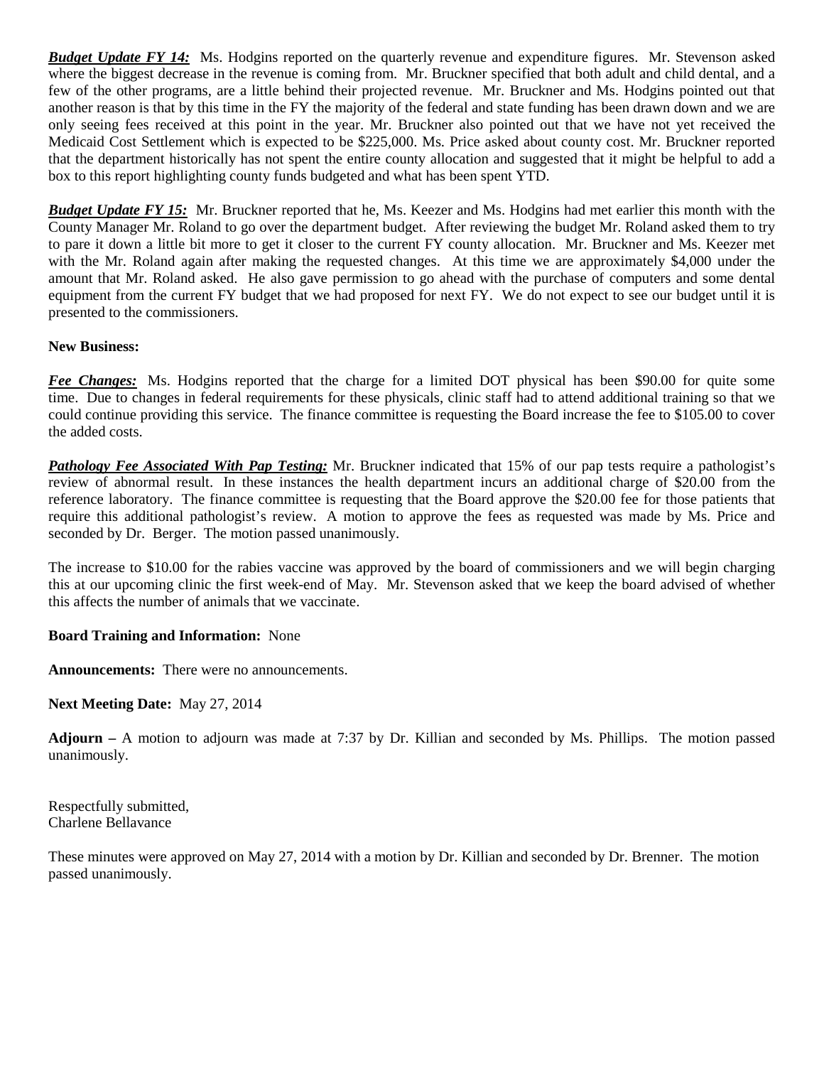***Budget Update FY 14:*** Ms. Hodgins reported on the quarterly revenue and expenditure figures. Mr. Stevenson asked where the biggest decrease in the revenue is coming from. Mr. Bruckner specified that both adult and child dental, and a few of the other programs, are a little behind their projected revenue. Mr. Bruckner and Ms. Hodgins pointed out that another reason is that by this time in the FY the majority of the federal and state funding has been drawn down and we are only seeing fees received at this point in the year. Mr. Bruckner also pointed out that we have not yet received the Medicaid Cost Settlement which is expected to be $225,000. Ms. Price asked about county cost. Mr. Bruckner reported that the department historically has not spent the entire county allocation and suggested that it might be helpful to add a box to this report highlighting county funds budgeted and what has been spent YTD.

***Budget Update FY 15:*** Mr. Bruckner reported that he, Ms. Keezer and Ms. Hodgins had met earlier this month with the County Manager Mr. Roland to go over the department budget. After reviewing the budget Mr. Roland asked them to try to pare it down a little bit more to get it closer to the current FY county allocation. Mr. Bruckner and Ms. Keezer met with the Mr. Roland again after making the requested changes. At this time we are approximately $4,000 under the amount that Mr. Roland asked. He also gave permission to go ahead with the purchase of computers and some dental equipment from the current FY budget that we had proposed for next FY. We do not expect to see our budget until it is presented to the commissioners.

**New Business:**

***Fee Changes:*** Ms. Hodgins reported that the charge for a limited DOT physical has been $90.00 for quite some time. Due to changes in federal requirements for these physicals, clinic staff had to attend additional training so that we could continue providing this service. The finance committee is requesting the Board increase the fee to $105.00 to cover the added costs.

***Pathology Fee Associated With Pap Testing:*** Mr. Bruckner indicated that 15% of our pap tests require a pathologist's review of abnormal result. In these instances the health department incurs an additional charge of $20.00 from the reference laboratory. The finance committee is requesting that the Board approve the $20.00 fee for those patients that require this additional pathologist's review. A motion to approve the fees as requested was made by Ms. Price and seconded by Dr. Berger. The motion passed unanimously.

The increase to $10.00 for the rabies vaccine was approved by the board of commissioners and we will begin charging this at our upcoming clinic the first week-end of May. Mr. Stevenson asked that we keep the board advised of whether this affects the number of animals that we vaccinate.

**Board Training and Information:** None

**Announcements:** There were no announcements.

**Next Meeting Date:** May 27, 2014

**Adjourn –** A motion to adjourn was made at 7:37 by Dr. Killian and seconded by Ms. Phillips. The motion passed unanimously.

Respectfully submitted,
Charlene Bellavance

These minutes were approved on May 27, 2014 with a motion by Dr. Killian and seconded by Dr. Brenner. The motion passed unanimously.